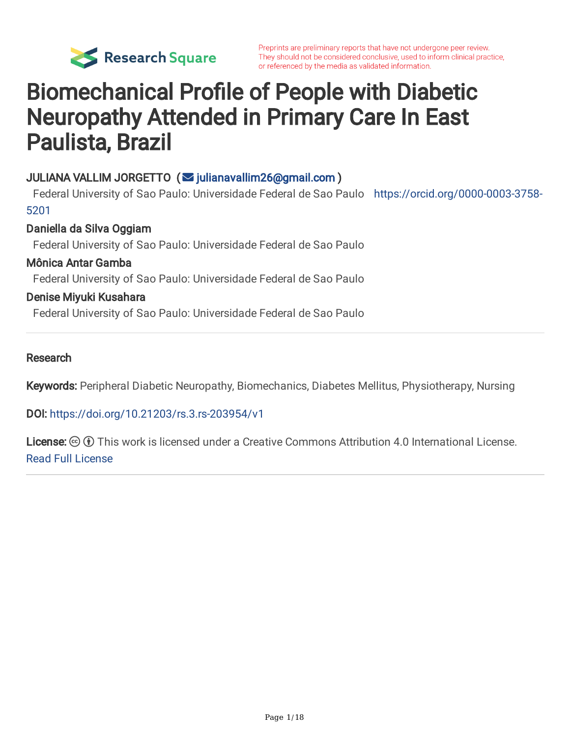Preprints are preliminary reports that have not undergone peer review. They should not be considered conclusive, used to inform clinical practice, or referenced by the media as validated information.

# Biomechanical Profile of People with Diabetic Neuropathy Attended in Primary Care In East Paulista, Brazil

**JULIANA VALLIM JORGETTO** (julianavallim26@gmail.com)
Federal University of Sao Paulo: Universidade Federal de Sao Paulo https://orcid.org/0000-0003-3758-5201

**Daniella da Silva Oggiam**
Federal University of Sao Paulo: Universidade Federal de Sao Paulo

**Mônica Antar Gamba**
Federal University of Sao Paulo: Universidade Federal de Sao Paulo

**Denise Miyuki Kusahara**
Federal University of Sao Paulo: Universidade Federal de Sao Paulo

---

**Research**

**Keywords:** Peripheral Diabetic Neuropathy, Biomechanics, Diabetes Mellitus, Physiotherapy, Nursing

**DOI:** https://doi.org/10.21203/rs.3.rs-203954/v1

**License:** This work is licensed under a Creative Commons Attribution 4.0 International License. Read Full License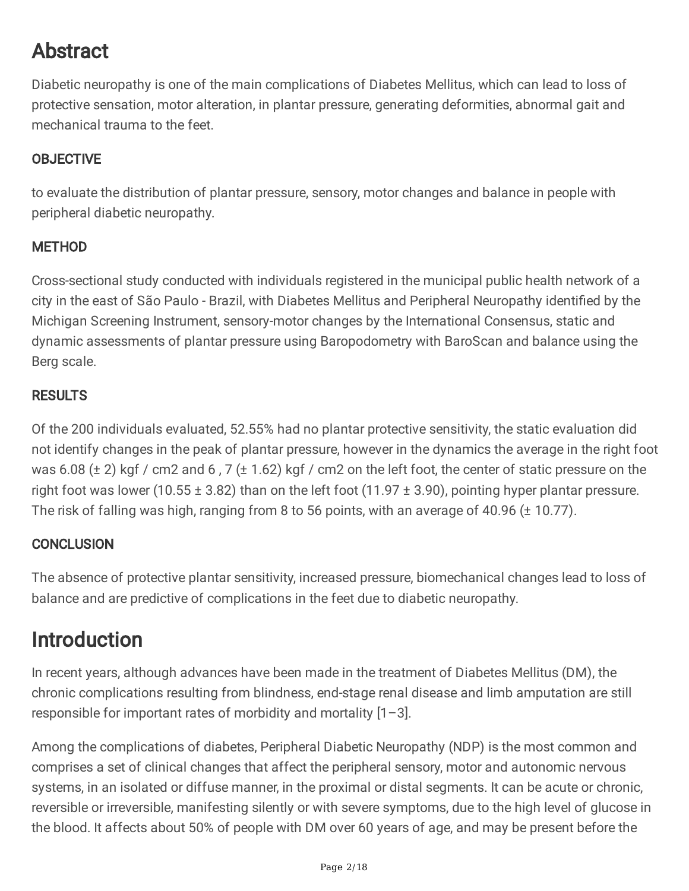# Abstract

Diabetic neuropathy is one of the main complications of Diabetes Mellitus, which can lead to loss of protective sensation, motor alteration, in plantar pressure, generating deformities, abnormal gait and mechanical trauma to the feet.

## OBJECTIVE

to evaluate the distribution of plantar pressure, sensory, motor changes and balance in people with peripheral diabetic neuropathy.

## METHOD

Cross-sectional study conducted with individuals registered in the municipal public health network of a city in the east of São Paulo - Brazil, with Diabetes Mellitus and Peripheral Neuropathy identified by the Michigan Screening Instrument, sensory-motor changes by the International Consensus, static and dynamic assessments of plantar pressure using Baropodometry with BaroScan and balance using the Berg scale.

## RESULTS

Of the 200 individuals evaluated, 52.55% had no plantar protective sensitivity, the static evaluation did not identify changes in the peak of plantar pressure, however in the dynamics the average in the right foot was 6.08 (± 2) kgf / cm2 and 6 , 7 (± 1.62) kgf / cm2 on the left foot, the center of static pressure on the right foot was lower (10.55 ± 3.82) than on the left foot (11.97 ± 3.90), pointing hyper plantar pressure. The risk of falling was high, ranging from 8 to 56 points, with an average of 40.96 (± 10.77).

## CONCLUSION

The absence of protective plantar sensitivity, increased pressure, biomechanical changes lead to loss of balance and are predictive of complications in the feet due to diabetic neuropathy.

# Introduction

In recent years, although advances have been made in the treatment of Diabetes Mellitus (DM), the chronic complications resulting from blindness, end-stage renal disease and limb amputation are still responsible for important rates of morbidity and mortality [1–3].

Among the complications of diabetes, Peripheral Diabetic Neuropathy (NDP) is the most common and comprises a set of clinical changes that affect the peripheral sensory, motor and autonomic nervous systems, in an isolated or diffuse manner, in the proximal or distal segments. It can be acute or chronic, reversible or irreversible, manifesting silently or with severe symptoms, due to the high level of glucose in the blood. It affects about 50% of people with DM over 60 years of age, and may be present before the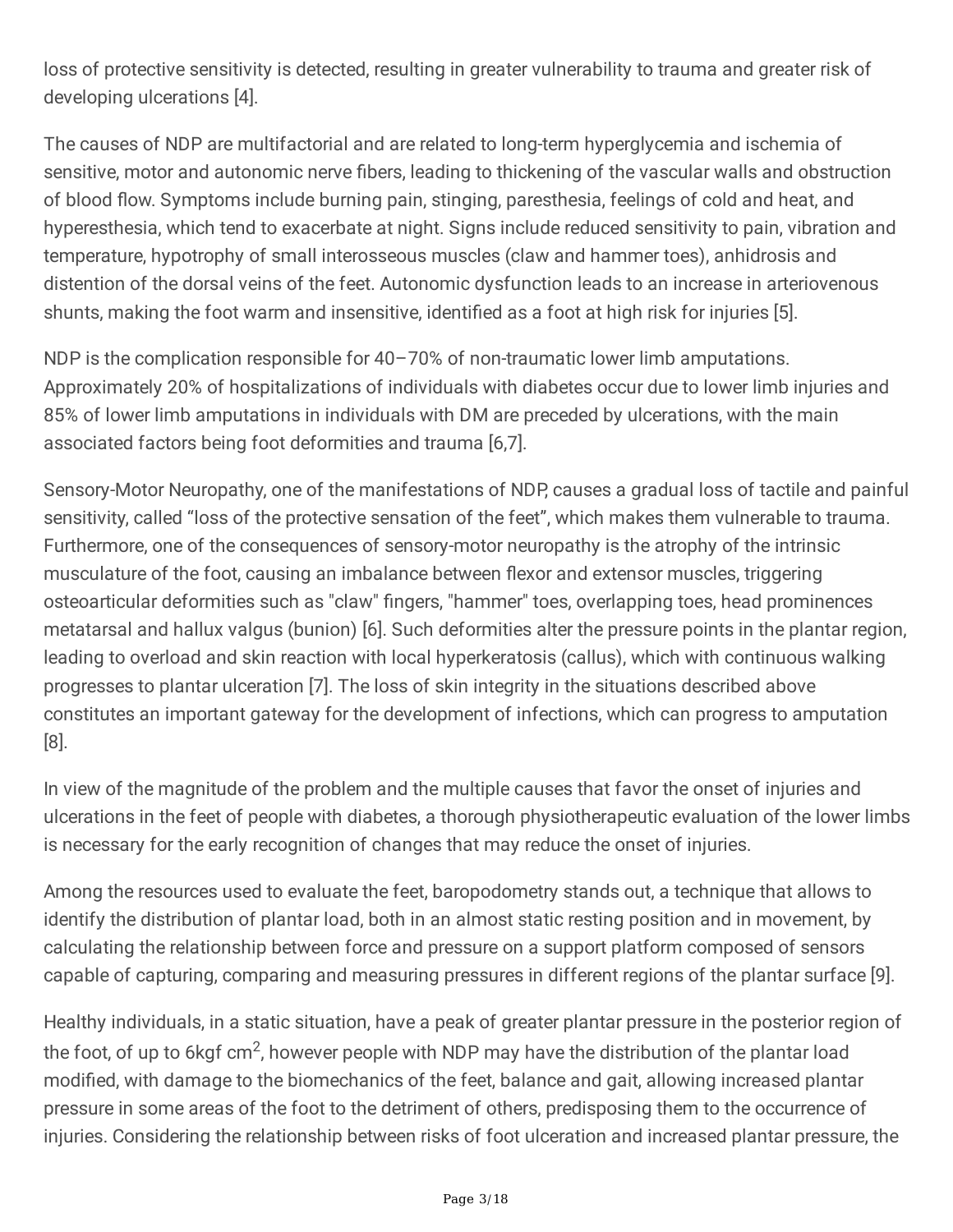loss of protective sensitivity is detected, resulting in greater vulnerability to trauma and greater risk of developing ulcerations [4].

The causes of NDP are multifactorial and are related to long-term hyperglycemia and ischemia of sensitive, motor and autonomic nerve fibers, leading to thickening of the vascular walls and obstruction of blood flow. Symptoms include burning pain, stinging, paresthesia, feelings of cold and heat, and hyperesthesia, which tend to exacerbate at night. Signs include reduced sensitivity to pain, vibration and temperature, hypotrophy of small interosseous muscles (claw and hammer toes), anhidrosis and distention of the dorsal veins of the feet. Autonomic dysfunction leads to an increase in arteriovenous shunts, making the foot warm and insensitive, identified as a foot at high risk for injuries [5].

NDP is the complication responsible for 40–70% of non-traumatic lower limb amputations. Approximately 20% of hospitalizations of individuals with diabetes occur due to lower limb injuries and 85% of lower limb amputations in individuals with DM are preceded by ulcerations, with the main associated factors being foot deformities and trauma [6,7].

Sensory-Motor Neuropathy, one of the manifestations of NDP, causes a gradual loss of tactile and painful sensitivity, called "loss of the protective sensation of the feet", which makes them vulnerable to trauma. Furthermore, one of the consequences of sensory-motor neuropathy is the atrophy of the intrinsic musculature of the foot, causing an imbalance between flexor and extensor muscles, triggering osteoarticular deformities such as "claw" fingers, "hammer" toes, overlapping toes, head prominences metatarsal and hallux valgus (bunion) [6]. Such deformities alter the pressure points in the plantar region, leading to overload and skin reaction with local hyperkeratosis (callus), which with continuous walking progresses to plantar ulceration [7]. The loss of skin integrity in the situations described above constitutes an important gateway for the development of infections, which can progress to amputation [8].

In view of the magnitude of the problem and the multiple causes that favor the onset of injuries and ulcerations in the feet of people with diabetes, a thorough physiotherapeutic evaluation of the lower limbs is necessary for the early recognition of changes that may reduce the onset of injuries.

Among the resources used to evaluate the feet, baropodometry stands out, a technique that allows to identify the distribution of plantar load, both in an almost static resting position and in movement, by calculating the relationship between force and pressure on a support platform composed of sensors capable of capturing, comparing and measuring pressures in different regions of the plantar surface [9].

Healthy individuals, in a static situation, have a peak of greater plantar pressure in the posterior region of the foot, of up to 6kgf $cm^2$, however people with NDP may have the distribution of the plantar load modified, with damage to the biomechanics of the feet, balance and gait, allowing increased plantar pressure in some areas of the foot to the detriment of others, predisposing them to the occurrence of injuries. Considering the relationship between risks of foot ulceration and increased plantar pressure, the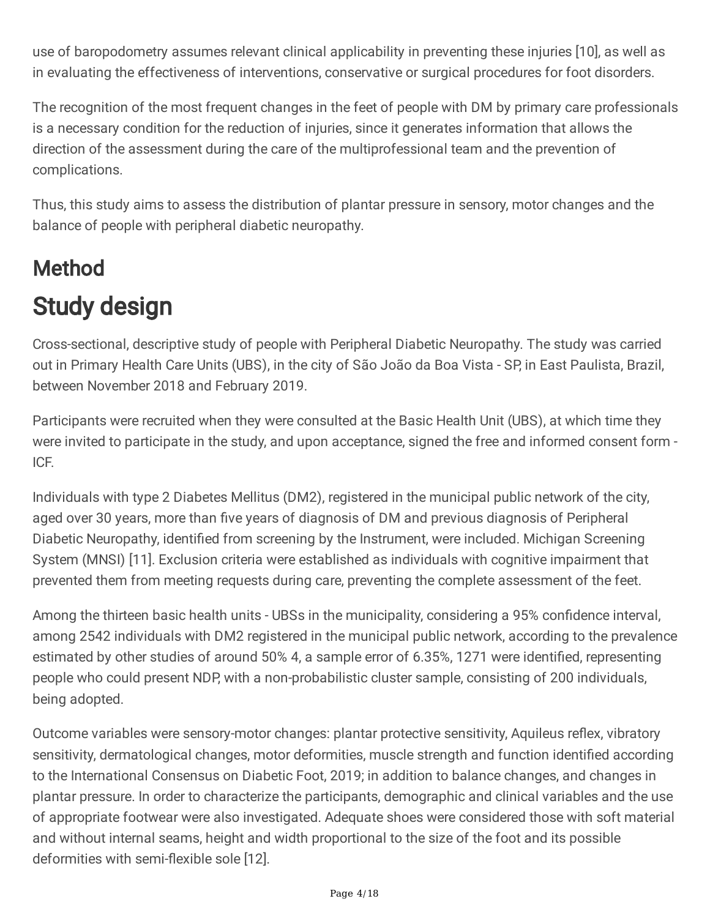use of baropodometry assumes relevant clinical applicability in preventing these injuries [10], as well as in evaluating the effectiveness of interventions, conservative or surgical procedures for foot disorders.

The recognition of the most frequent changes in the feet of people with DM by primary care professionals is a necessary condition for the reduction of injuries, since it generates information that allows the direction of the assessment during the care of the multiprofessional team and the prevention of complications.

Thus, this study aims to assess the distribution of plantar pressure in sensory, motor changes and the balance of people with peripheral diabetic neuropathy.

## Method

# Study design

Cross-sectional, descriptive study of people with Peripheral Diabetic Neuropathy. The study was carried out in Primary Health Care Units (UBS), in the city of São João da Boa Vista - SP, in East Paulista, Brazil, between November 2018 and February 2019.

Participants were recruited when they were consulted at the Basic Health Unit (UBS), at which time they were invited to participate in the study, and upon acceptance, signed the free and informed consent form - ICF.

Individuals with type 2 Diabetes Mellitus (DM2), registered in the municipal public network of the city, aged over 30 years, more than five years of diagnosis of DM and previous diagnosis of Peripheral Diabetic Neuropathy, identified from screening by the Instrument, were included. Michigan Screening System (MNSI) [11]. Exclusion criteria were established as individuals with cognitive impairment that prevented them from meeting requests during care, preventing the complete assessment of the feet.

Among the thirteen basic health units - UBSs in the municipality, considering a 95% confidence interval, among 2542 individuals with DM2 registered in the municipal public network, according to the prevalence estimated by other studies of around 50% 4, a sample error of 6.35%, 1271 were identified, representing people who could present NDP, with a non-probabilistic cluster sample, consisting of 200 individuals, being adopted.

Outcome variables were sensory-motor changes: plantar protective sensitivity, Aquileus reflex, vibratory sensitivity, dermatological changes, motor deformities, muscle strength and function identified according to the International Consensus on Diabetic Foot, 2019; in addition to balance changes, and changes in plantar pressure. In order to characterize the participants, demographic and clinical variables and the use of appropriate footwear were also investigated. Adequate shoes were considered those with soft material and without internal seams, height and width proportional to the size of the foot and its possible deformities with semi-flexible sole [12].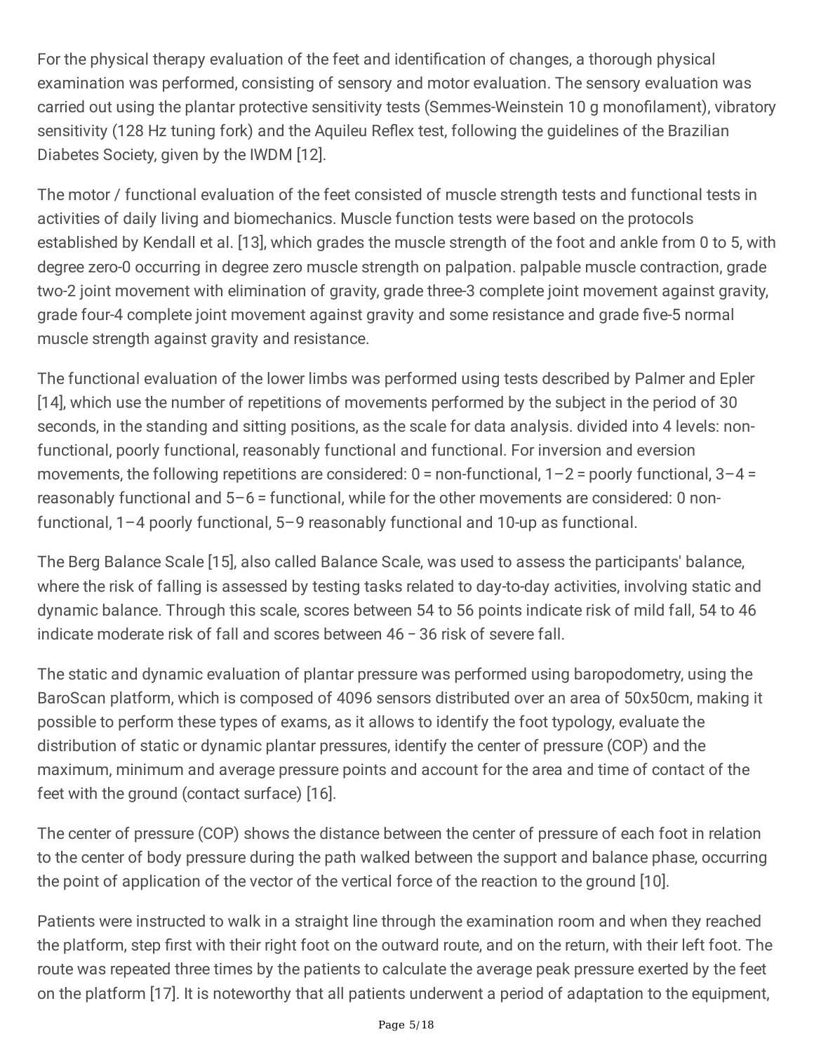For the physical therapy evaluation of the feet and identification of changes, a thorough physical examination was performed, consisting of sensory and motor evaluation. The sensory evaluation was carried out using the plantar protective sensitivity tests (Semmes-Weinstein 10 g monofilament), vibratory sensitivity (128 Hz tuning fork) and the Aquileu Reflex test, following the guidelines of the Brazilian Diabetes Society, given by the IWDM [12].

The motor / functional evaluation of the feet consisted of muscle strength tests and functional tests in activities of daily living and biomechanics. Muscle function tests were based on the protocols established by Kendall et al. [13], which grades the muscle strength of the foot and ankle from 0 to 5, with degree zero-0 occurring in degree zero muscle strength on palpation. palpable muscle contraction, grade two-2 joint movement with elimination of gravity, grade three-3 complete joint movement against gravity, grade four-4 complete joint movement against gravity and some resistance and grade five-5 normal muscle strength against gravity and resistance.

The functional evaluation of the lower limbs was performed using tests described by Palmer and Epler [14], which use the number of repetitions of movements performed by the subject in the period of 30 seconds, in the standing and sitting positions, as the scale for data analysis. divided into 4 levels: non-functional, poorly functional, reasonably functional and functional. For inversion and eversion movements, the following repetitions are considered: 0 = non-functional, 1–2 = poorly functional, 3–4 = reasonably functional and 5–6 = functional, while for the other movements are considered: 0 non-functional, 1–4 poorly functional, 5–9 reasonably functional and 10-up as functional.

The Berg Balance Scale [15], also called Balance Scale, was used to assess the participants' balance, where the risk of falling is assessed by testing tasks related to day-to-day activities, involving static and dynamic balance. Through this scale, scores between 54 to 56 points indicate risk of mild fall, 54 to 46 indicate moderate risk of fall and scores between 46 – 36 risk of severe fall.

The static and dynamic evaluation of plantar pressure was performed using baropodometry, using the BaroScan platform, which is composed of 4096 sensors distributed over an area of 50x50cm, making it possible to perform these types of exams, as it allows to identify the foot typology, evaluate the distribution of static or dynamic plantar pressures, identify the center of pressure (COP) and the maximum, minimum and average pressure points and account for the area and time of contact of the feet with the ground (contact surface) [16].

The center of pressure (COP) shows the distance between the center of pressure of each foot in relation to the center of body pressure during the path walked between the support and balance phase, occurring the point of application of the vector of the vertical force of the reaction to the ground [10].

Patients were instructed to walk in a straight line through the examination room and when they reached the platform, step first with their right foot on the outward route, and on the return, with their left foot. The route was repeated three times by the patients to calculate the average peak pressure exerted by the feet on the platform [17]. It is noteworthy that all patients underwent a period of adaptation to the equipment,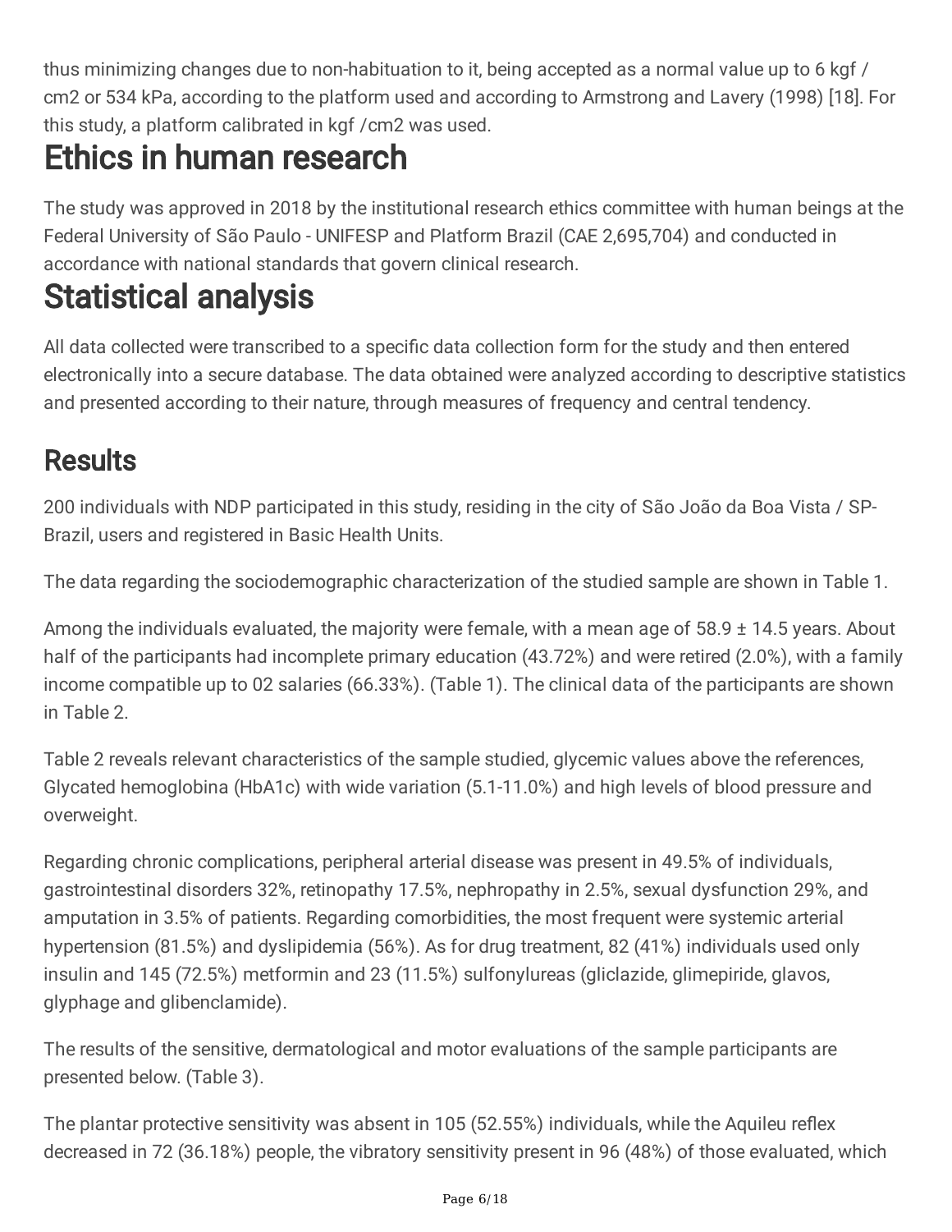thus minimizing changes due to non-habituation to it, being accepted as a normal value up to 6 kgf / cm2 or 534 kPa, according to the platform used and according to Armstrong and Lavery (1998) [18]. For this study, a platform calibrated in kgf /cm2 was used.

# Ethics in human research

The study was approved in 2018 by the institutional research ethics committee with human beings at the Federal University of São Paulo - UNIFESP and Platform Brazil (CAE 2,695,704) and conducted in accordance with national standards that govern clinical research.

# Statistical analysis

All data collected were transcribed to a specific data collection form for the study and then entered electronically into a secure database. The data obtained were analyzed according to descriptive statistics and presented according to their nature, through measures of frequency and central tendency.

## Results

200 individuals with NDP participated in this study, residing in the city of São João da Boa Vista / SP-Brazil, users and registered in Basic Health Units.

The data regarding the sociodemographic characterization of the studied sample are shown in Table 1.

Among the individuals evaluated, the majority were female, with a mean age of 58.9 ± 14.5 years. About half of the participants had incomplete primary education (43.72%) and were retired (2.0%), with a family income compatible up to 02 salaries (66.33%). (Table 1). The clinical data of the participants are shown in Table 2.

Table 2 reveals relevant characteristics of the sample studied, glycemic values above the references, Glycated hemoglobina (HbA1c) with wide variation (5.1-11.0%) and high levels of blood pressure and overweight.

Regarding chronic complications, peripheral arterial disease was present in 49.5% of individuals, gastrointestinal disorders 32%, retinopathy 17.5%, nephropathy in 2.5%, sexual dysfunction 29%, and amputation in 3.5% of patients. Regarding comorbidities, the most frequent were systemic arterial hypertension (81.5%) and dyslipidemia (56%). As for drug treatment, 82 (41%) individuals used only insulin and 145 (72.5%) metformin and 23 (11.5%) sulfonylureas (gliclazide, glimepiride, glavos, glyphage and glibenclamide).

The results of the sensitive, dermatological and motor evaluations of the sample participants are presented below. (Table 3).

The plantar protective sensitivity was absent in 105 (52.55%) individuals, while the Aquileu reflex decreased in 72 (36.18%) people, the vibratory sensitivity present in 96 (48%) of those evaluated, which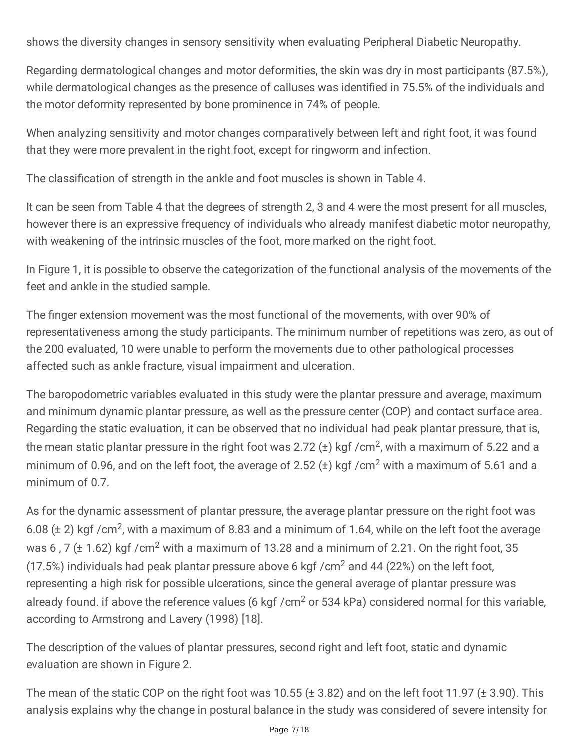shows the diversity changes in sensory sensitivity when evaluating Peripheral Diabetic Neuropathy.

Regarding dermatological changes and motor deformities, the skin was dry in most participants (87.5%), while dermatological changes as the presence of calluses was identified in 75.5% of the individuals and the motor deformity represented by bone prominence in 74% of people.

When analyzing sensitivity and motor changes comparatively between left and right foot, it was found that they were more prevalent in the right foot, except for ringworm and infection.

The classification of strength in the ankle and foot muscles is shown in Table 4.

It can be seen from Table 4 that the degrees of strength 2, 3 and 4 were the most present for all muscles, however there is an expressive frequency of individuals who already manifest diabetic motor neuropathy, with weakening of the intrinsic muscles of the foot, more marked on the right foot.

In Figure 1, it is possible to observe the categorization of the functional analysis of the movements of the feet and ankle in the studied sample.

The finger extension movement was the most functional of the movements, with over 90% of representativeness among the study participants. The minimum number of repetitions was zero, as out of the 200 evaluated, 10 were unable to perform the movements due to other pathological processes affected such as ankle fracture, visual impairment and ulceration.

The baropodometric variables evaluated in this study were the plantar pressure and average, maximum and minimum dynamic plantar pressure, as well as the pressure center (COP) and contact surface area. Regarding the static evaluation, it can be observed that no individual had peak plantar pressure, that is, the mean static plantar pressure in the right foot was 2.72 (±) kgf /cm$^2$, with a maximum of 5.22 and a minimum of 0.96, and on the left foot, the average of 2.52 (±) kgf /cm$^2$ with a maximum of 5.61 and a minimum of 0.7.

As for the dynamic assessment of plantar pressure, the average plantar pressure on the right foot was 6.08 (± 2) kgf /cm$^2$, with a maximum of 8.83 and a minimum of 1.64, while on the left foot the average was 6 , 7 (± 1.62) kgf /cm$^2$ with a maximum of 13.28 and a minimum of 2.21. On the right foot, 35 (17.5%) individuals had peak plantar pressure above 6 kgf /cm$^2$ and 44 (22%) on the left foot, representing a high risk for possible ulcerations, since the general average of plantar pressure was already found. if above the reference values (6 kgf /cm$^2$ or 534 kPa) considered normal for this variable, according to Armstrong and Lavery (1998) [18].

The description of the values of plantar pressures, second right and left foot, static and dynamic evaluation are shown in Figure 2.

The mean of the static COP on the right foot was 10.55 (± 3.82) and on the left foot 11.97 (± 3.90). This analysis explains why the change in postural balance in the study was considered of severe intensity for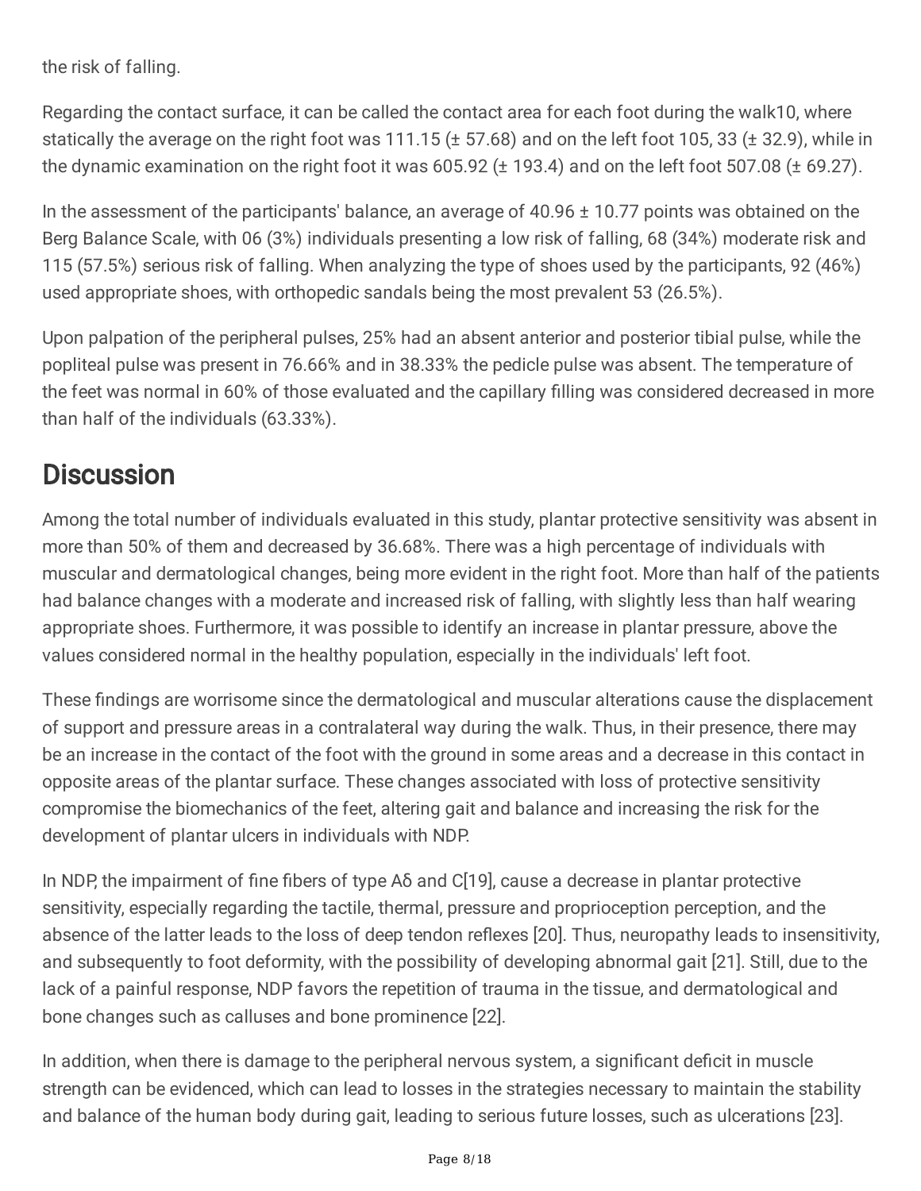the risk of falling.

Regarding the contact surface, it can be called the contact area for each foot during the walk10, where statically the average on the right foot was 111.15 (± 57.68) and on the left foot 105, 33 (± 32.9), while in the dynamic examination on the right foot it was 605.92 (± 193.4) and on the left foot 507.08 (± 69.27).

In the assessment of the participants' balance, an average of 40.96 ± 10.77 points was obtained on the Berg Balance Scale, with 06 (3%) individuals presenting a low risk of falling, 68 (34%) moderate risk and 115 (57.5%) serious risk of falling. When analyzing the type of shoes used by the participants, 92 (46%) used appropriate shoes, with orthopedic sandals being the most prevalent 53 (26.5%).

Upon palpation of the peripheral pulses, 25% had an absent anterior and posterior tibial pulse, while the popliteal pulse was present in 76.66% and in 38.33% the pedicle pulse was absent. The temperature of the feet was normal in 60% of those evaluated and the capillary filling was considered decreased in more than half of the individuals (63.33%).

# Discussion

Among the total number of individuals evaluated in this study, plantar protective sensitivity was absent in more than 50% of them and decreased by 36.68%. There was a high percentage of individuals with muscular and dermatological changes, being more evident in the right foot. More than half of the patients had balance changes with a moderate and increased risk of falling, with slightly less than half wearing appropriate shoes. Furthermore, it was possible to identify an increase in plantar pressure, above the values considered normal in the healthy population, especially in the individuals' left foot.

These findings are worrisome since the dermatological and muscular alterations cause the displacement of support and pressure areas in a contralateral way during the walk. Thus, in their presence, there may be an increase in the contact of the foot with the ground in some areas and a decrease in this contact in opposite areas of the plantar surface. These changes associated with loss of protective sensitivity compromise the biomechanics of the feet, altering gait and balance and increasing the risk for the development of plantar ulcers in individuals with NDP.

In NDP, the impairment of fine fibers of type Aδ and C[19], cause a decrease in plantar protective sensitivity, especially regarding the tactile, thermal, pressure and proprioception perception, and the absence of the latter leads to the loss of deep tendon reflexes [20]. Thus, neuropathy leads to insensitivity, and subsequently to foot deformity, with the possibility of developing abnormal gait [21]. Still, due to the lack of a painful response, NDP favors the repetition of trauma in the tissue, and dermatological and bone changes such as calluses and bone prominence [22].

In addition, when there is damage to the peripheral nervous system, a significant deficit in muscle strength can be evidenced, which can lead to losses in the strategies necessary to maintain the stability and balance of the human body during gait, leading to serious future losses, such as ulcerations [23].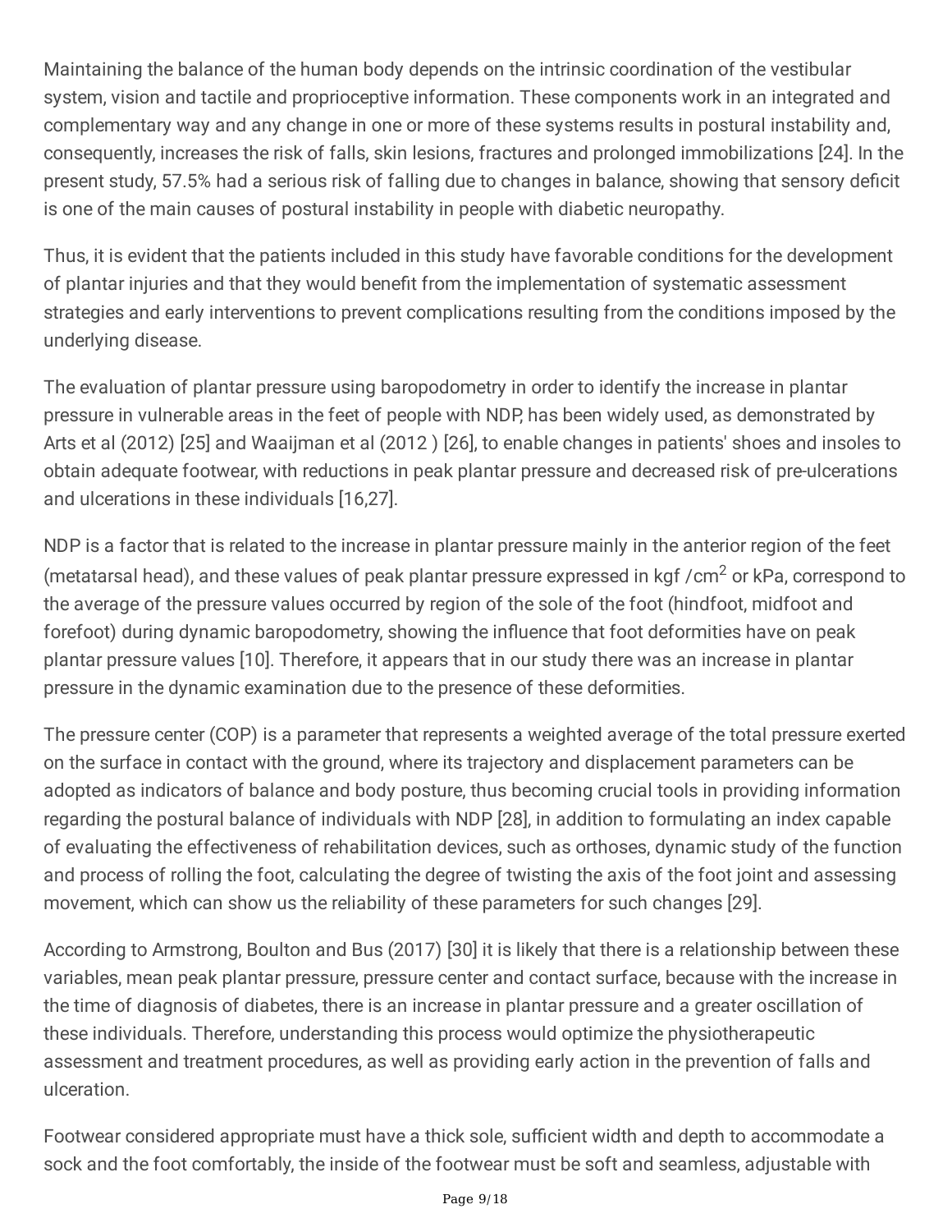Maintaining the balance of the human body depends on the intrinsic coordination of the vestibular system, vision and tactile and proprioceptive information. These components work in an integrated and complementary way and any change in one or more of these systems results in postural instability and, consequently, increases the risk of falls, skin lesions, fractures and prolonged immobilizations [24]. In the present study, 57.5% had a serious risk of falling due to changes in balance, showing that sensory deficit is one of the main causes of postural instability in people with diabetic neuropathy.

Thus, it is evident that the patients included in this study have favorable conditions for the development of plantar injuries and that they would benefit from the implementation of systematic assessment strategies and early interventions to prevent complications resulting from the conditions imposed by the underlying disease.

The evaluation of plantar pressure using baropodometry in order to identify the increase in plantar pressure in vulnerable areas in the feet of people with NDP, has been widely used, as demonstrated by Arts et al (2012) [25] and Waaijman et al (2012 ) [26], to enable changes in patients' shoes and insoles to obtain adequate footwear, with reductions in peak plantar pressure and decreased risk of pre-ulcerations and ulcerations in these individuals [16,27].

NDP is a factor that is related to the increase in plantar pressure mainly in the anterior region of the feet (metatarsal head), and these values of peak plantar pressure expressed in kgf /cm$^2$ or kPa, correspond to the average of the pressure values occurred by region of the sole of the foot (hindfoot, midfoot and forefoot) during dynamic baropodometry, showing the influence that foot deformities have on peak plantar pressure values [10]. Therefore, it appears that in our study there was an increase in plantar pressure in the dynamic examination due to the presence of these deformities.

The pressure center (COP) is a parameter that represents a weighted average of the total pressure exerted on the surface in contact with the ground, where its trajectory and displacement parameters can be adopted as indicators of balance and body posture, thus becoming crucial tools in providing information regarding the postural balance of individuals with NDP [28], in addition to formulating an index capable of evaluating the effectiveness of rehabilitation devices, such as orthoses, dynamic study of the function and process of rolling the foot, calculating the degree of twisting the axis of the foot joint and assessing movement, which can show us the reliability of these parameters for such changes [29].

According to Armstrong, Boulton and Bus (2017) [30] it is likely that there is a relationship between these variables, mean peak plantar pressure, pressure center and contact surface, because with the increase in the time of diagnosis of diabetes, there is an increase in plantar pressure and a greater oscillation of these individuals. Therefore, understanding this process would optimize the physiotherapeutic assessment and treatment procedures, as well as providing early action in the prevention of falls and ulceration.

Footwear considered appropriate must have a thick sole, sufficient width and depth to accommodate a sock and the foot comfortably, the inside of the footwear must be soft and seamless, adjustable with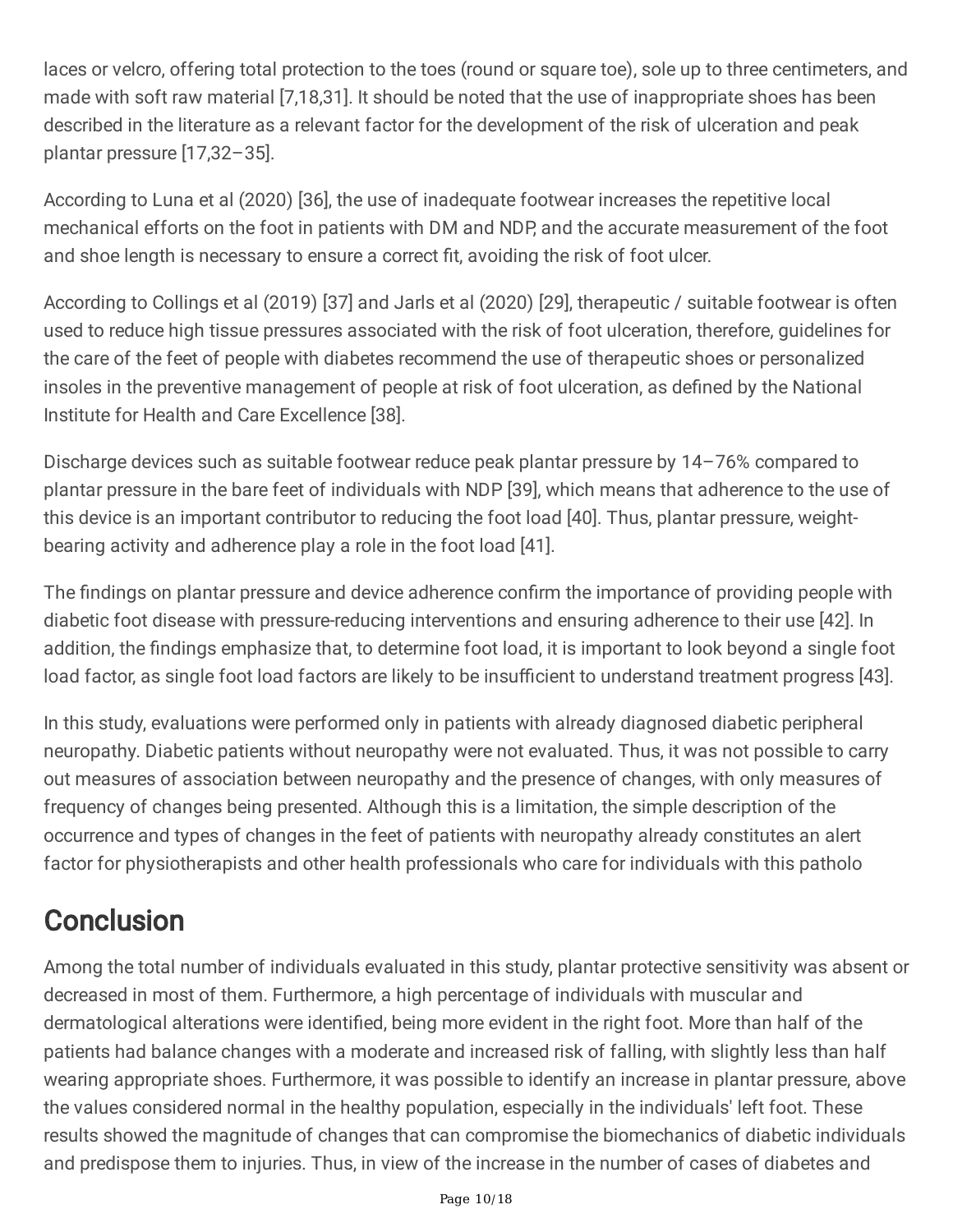laces or velcro, offering total protection to the toes (round or square toe), sole up to three centimeters, and made with soft raw material [7,18,31]. It should be noted that the use of inappropriate shoes has been described in the literature as a relevant factor for the development of the risk of ulceration and peak plantar pressure [17,32–35].

According to Luna et al (2020) [36], the use of inadequate footwear increases the repetitive local mechanical efforts on the foot in patients with DM and NDP, and the accurate measurement of the foot and shoe length is necessary to ensure a correct fit, avoiding the risk of foot ulcer.

According to Collings et al (2019) [37] and Jarls et al (2020) [29], therapeutic / suitable footwear is often used to reduce high tissue pressures associated with the risk of foot ulceration, therefore, guidelines for the care of the feet of people with diabetes recommend the use of therapeutic shoes or personalized insoles in the preventive management of people at risk of foot ulceration, as defined by the National Institute for Health and Care Excellence [38].

Discharge devices such as suitable footwear reduce peak plantar pressure by 14–76% compared to plantar pressure in the bare feet of individuals with NDP [39], which means that adherence to the use of this device is an important contributor to reducing the foot load [40]. Thus, plantar pressure, weight-bearing activity and adherence play a role in the foot load [41].

The findings on plantar pressure and device adherence confirm the importance of providing people with diabetic foot disease with pressure-reducing interventions and ensuring adherence to their use [42]. In addition, the findings emphasize that, to determine foot load, it is important to look beyond a single foot load factor, as single foot load factors are likely to be insufficient to understand treatment progress [43].

In this study, evaluations were performed only in patients with already diagnosed diabetic peripheral neuropathy. Diabetic patients without neuropathy were not evaluated. Thus, it was not possible to carry out measures of association between neuropathy and the presence of changes, with only measures of frequency of changes being presented. Although this is a limitation, the simple description of the occurrence and types of changes in the feet of patients with neuropathy already constitutes an alert factor for physiotherapists and other health professionals who care for individuals with this patholo

## Conclusion

Among the total number of individuals evaluated in this study, plantar protective sensitivity was absent or decreased in most of them. Furthermore, a high percentage of individuals with muscular and dermatological alterations were identified, being more evident in the right foot. More than half of the patients had balance changes with a moderate and increased risk of falling, with slightly less than half wearing appropriate shoes. Furthermore, it was possible to identify an increase in plantar pressure, above the values considered normal in the healthy population, especially in the individuals' left foot. These results showed the magnitude of changes that can compromise the biomechanics of diabetic individuals and predispose them to injuries. Thus, in view of the increase in the number of cases of diabetes and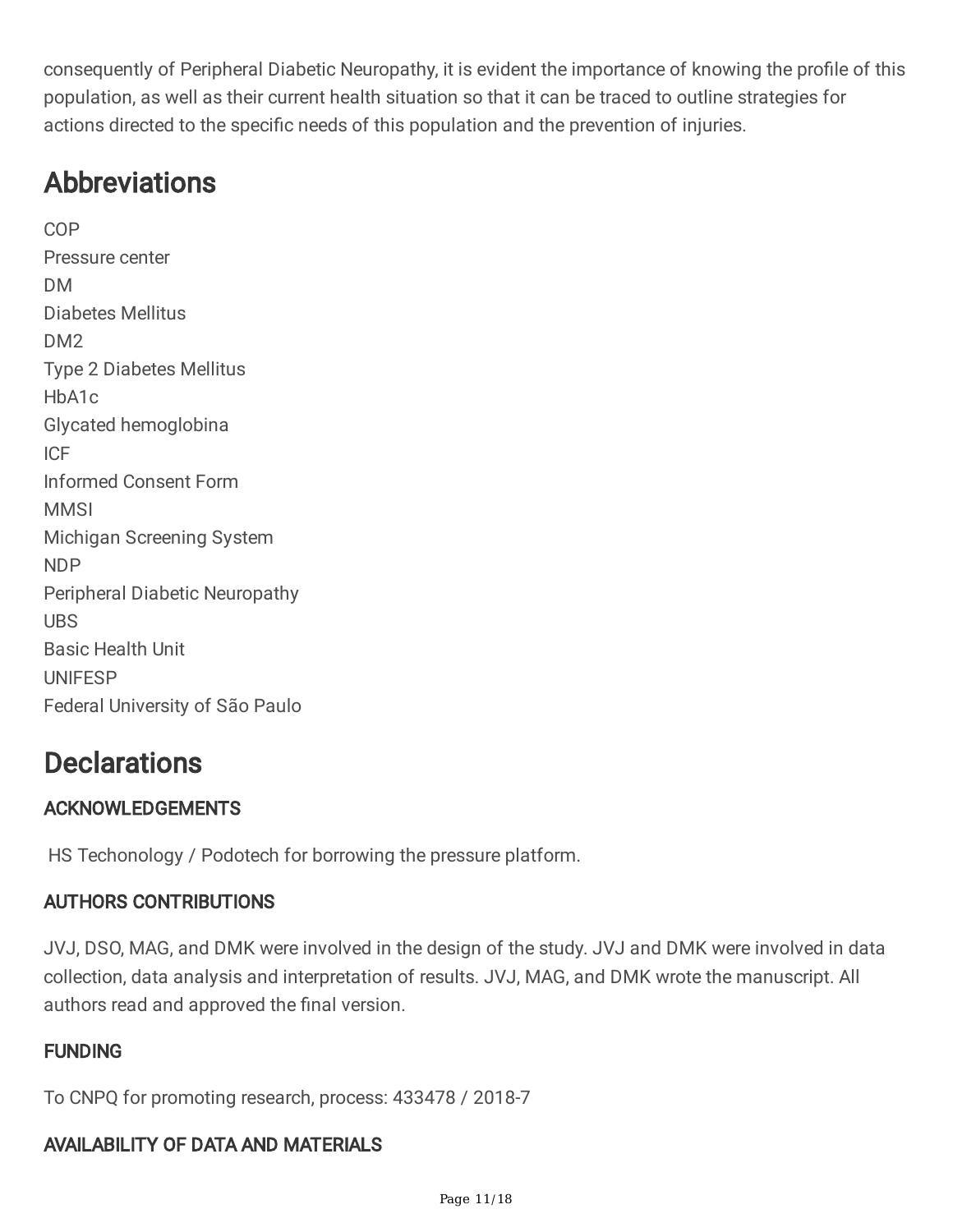consequently of Peripheral Diabetic Neuropathy, it is evident the importance of knowing the profile of this population, as well as their current health situation so that it can be traced to outline strategies for actions directed to the specific needs of this population and the prevention of injuries.

# Abbreviations

COP
Pressure center
DM
Diabetes Mellitus
DM2
Type 2 Diabetes Mellitus
HbA1c
Glycated hemoglobina
ICF
Informed Consent Form
MMSI
Michigan Screening System
NDP
Peripheral Diabetic Neuropathy
UBS
Basic Health Unit
UNIFESP
Federal University of São Paulo

# Declarations

## ACKNOWLEDGEMENTS

HS Techonology / Podotech for borrowing the pressure platform.

## AUTHORS CONTRIBUTIONS

JVJ, DSO, MAG, and DMK were involved in the design of the study. JVJ and DMK were involved in data collection, data analysis and interpretation of results. JVJ, MAG, and DMK wrote the manuscript. All authors read and approved the final version.

## FUNDING

To CNPQ for promoting research, process: 433478 / 2018-7

## AVAILABILITY OF DATA AND MATERIALS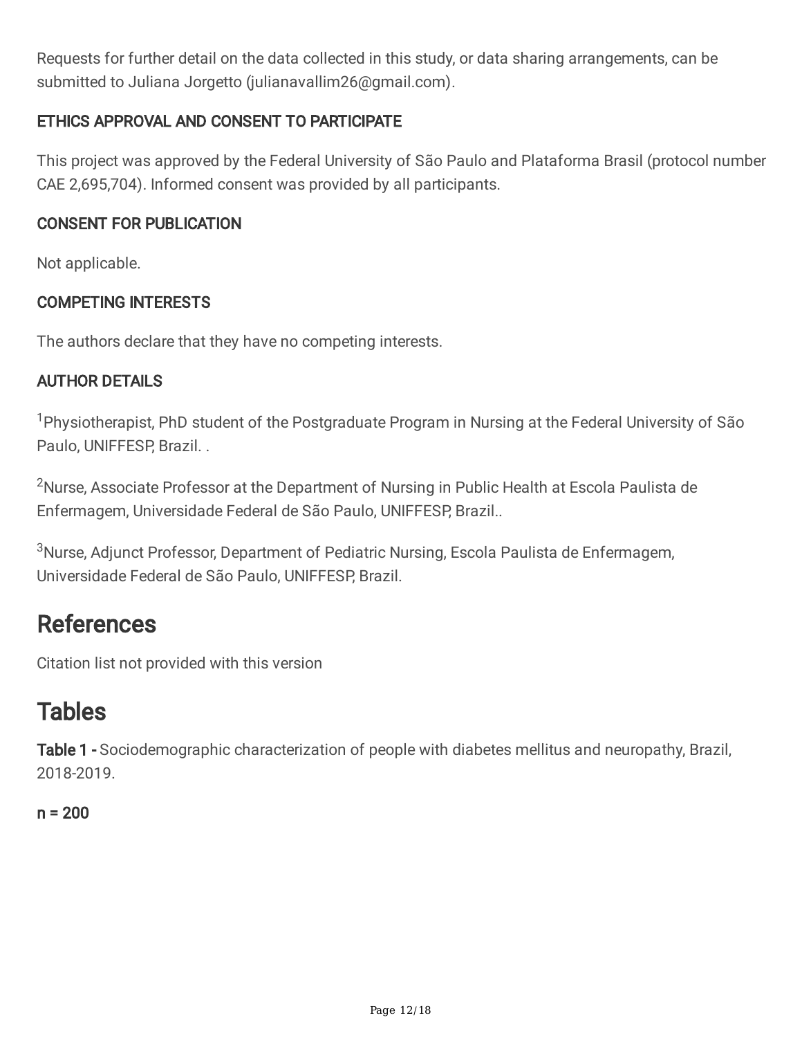Requests for further detail on the data collected in this study, or data sharing arrangements, can be submitted to Juliana Jorgetto (julianavallim26@gmail.com).

### ETHICS APPROVAL AND CONSENT TO PARTICIPATE

This project was approved by the Federal University of São Paulo and Plataforma Brasil (protocol number CAE 2,695,704). Informed consent was provided by all participants.

### CONSENT FOR PUBLICATION

Not applicable.

### COMPETING INTERESTS

The authors declare that they have no competing interests.

### AUTHOR DETAILS

[1]Physiotherapist, PhD student of the Postgraduate Program in Nursing at the Federal University of São Paulo, UNIFFESP, Brazil. .

[2]Nurse, Associate Professor at the Department of Nursing in Public Health at Escola Paulista de Enfermagem, Universidade Federal de São Paulo, UNIFFESP, Brazil..

[3]Nurse, Adjunct Professor, Department of Pediatric Nursing, Escola Paulista de Enfermagem, Universidade Federal de São Paulo, UNIFFESP, Brazil.

## References

Citation list not provided with this version

## Tables

**Table 1 -** Sociodemographic characterization of people with diabetes mellitus and neuropathy, Brazil, 2018-2019.

**n = 200**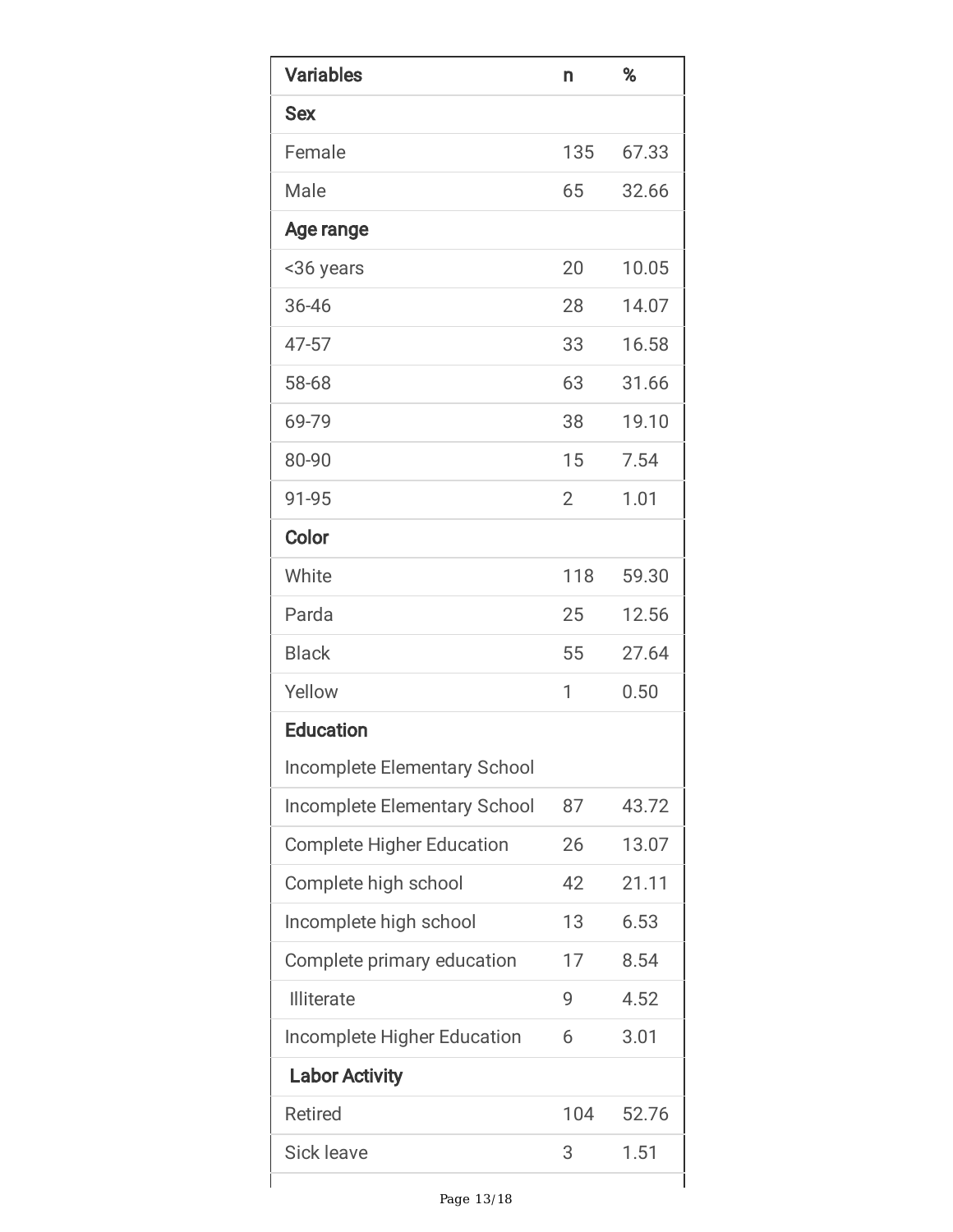| Variables | n | % |
|---|---|---|
| **Sex** | | |
| Female | 135 | 67.33 |
| Male | 65 | 32.66 |
| **Age range** | | |
| <36 years | 20 | 10.05 |
| 36-46 | 28 | 14.07 |
| 47-57 | 33 | 16.58 |
| 58-68 | 63 | 31.66 |
| 69-79 | 38 | 19.10 |
| 80-90 | 15 | 7.54 |
| 91-95 | 2 | 1.01 |
| **Color** | | |
| White | 118 | 59.30 |
| Parda | 25 | 12.56 |
| Black | 55 | 27.64 |
| Yellow | 1 | 0.50 |
| **Education** | | |
| Incomplete Elementary School | | |
| Incomplete Elementary School | 87 | 43.72 |
| Complete Higher Education | 26 | 13.07 |
| Complete high school | 42 | 21.11 |
| Incomplete high school | 13 | 6.53 |
| Complete primary education | 17 | 8.54 |
| Illiterate | 9 | 4.52 |
| Incomplete Higher Education | 6 | 3.01 |
| **Labor Activity** | | |
| Retired | 104 | 52.76 |
| Sick leave | 3 | 1.51 |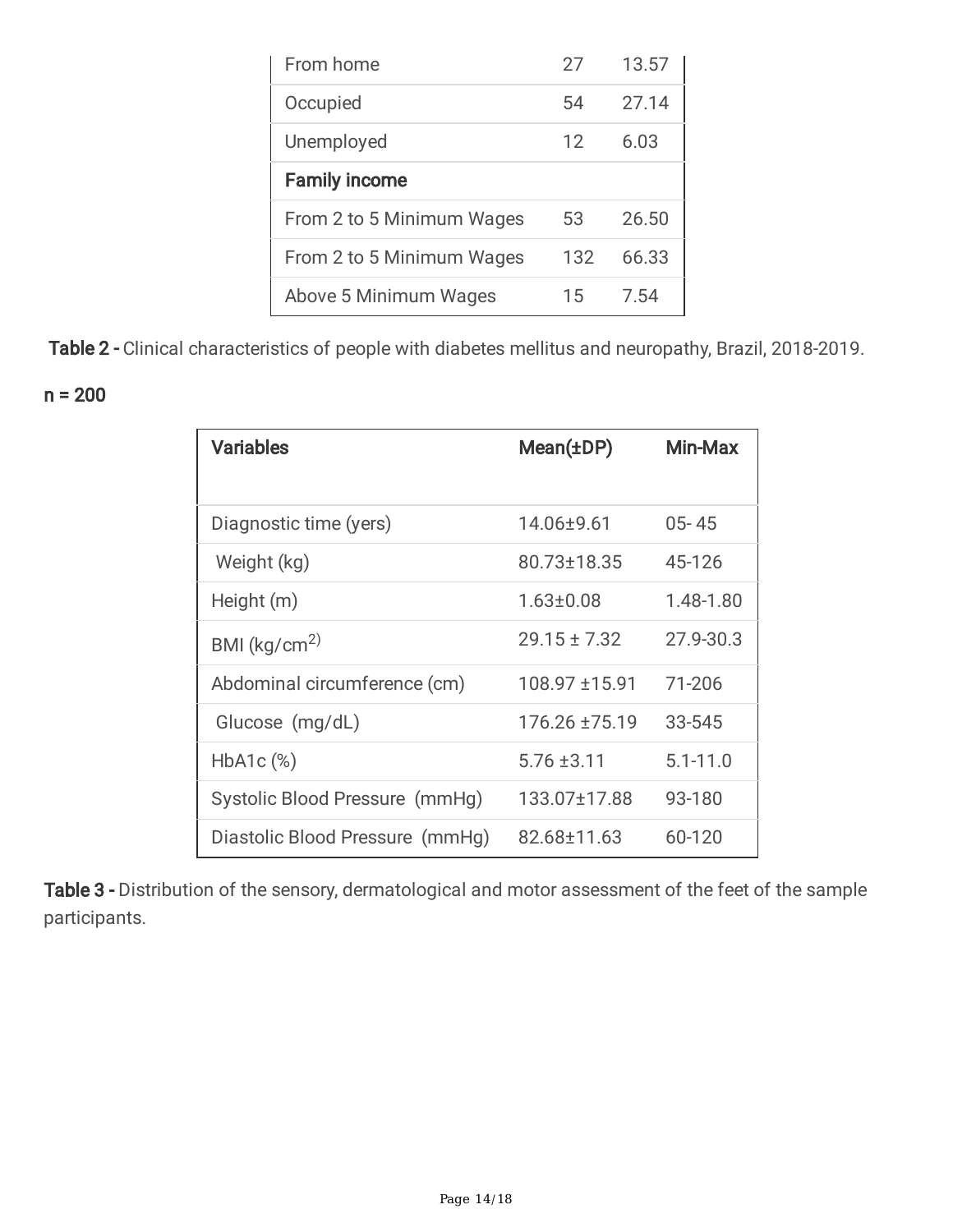| | | |
|---|---|---|
| From home | 27 | 13.57 |
| Occupied | 54 | 27.14 |
| Unemployed | 12 | 6.03 |
| **Family income** | | |
| From 2 to 5 Minimum Wages | 53 | 26.50 |
| From 2 to 5 Minimum Wages | 132 | 66.33 |
| Above 5 Minimum Wages | 15 | 7.54 |

**Table 2 -** Clinical characteristics of people with diabetes mellitus and neuropathy, Brazil, 2018-2019.

n = 200

| Variables | Mean(±DP) | Min-Max |
|---|---|---|
| Diagnostic time (yers) | 14.06±9.61 | 05- 45 |
| Weight (kg) | 80.73±18.35 | 45-126 |
| Height (m) | 1.63±0.08 | 1.48-1.80 |
| BMI (kg/cm$^{2}$) | 29.15 ± 7.32 | 27.9-30.3 |
| Abdominal circumference (cm) | 108.97 ±15.91 | 71-206 |
| Glucose (mg/dL) | 176.26 ±75.19 | 33-545 |
| HbA1c (%) | 5.76 ±3.11 | 5.1-11.0 |
| Systolic Blood Pressure (mmHg) | 133.07±17.88 | 93-180 |
| Diastolic Blood Pressure (mmHg) | 82.68±11.63 | 60-120 |

**Table 3 -** Distribution of the sensory, dermatological and motor assessment of the feet of the sample participants.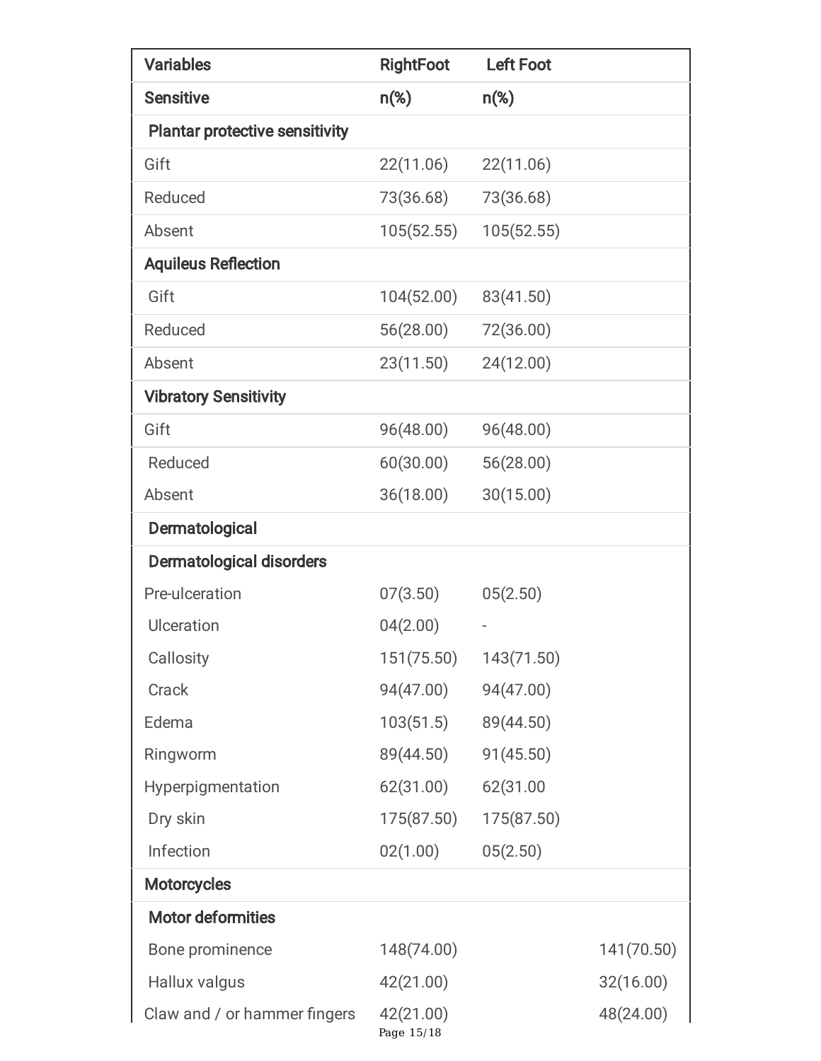| Variables | RightFoot | Left Foot | |
|---|---|---|---|
| **Sensitive** | **n(%)** | **n(%)** | |
| **Plantar protective sensitivity** | | | |
| Gift | 22(11.06) | 22(11.06) | |
| Reduced | 73(36.68) | 73(36.68) | |
| Absent | 105(52.55) | 105(52.55) | |
| **Aquileus Reflection** | | | |
| Gift | 104(52.00) | 83(41.50) | |
| Reduced | 56(28.00) | 72(36.00) | |
| Absent | 23(11.50) | 24(12.00) | |
| **Vibratory Sensitivity** | | | |
| Gift | 96(48.00) | 96(48.00) | |
| Reduced | 60(30.00) | 56(28.00) | |
| Absent | 36(18.00) | 30(15.00) | |
| **Dermatological** | | | |
| **Dermatological disorders** | | | |
| Pre-ulceration | 07(3.50) | 05(2.50) | |
| Ulceration | 04(2.00) | - | |
| Callosity | 151(75.50) | 143(71.50) | |
| Crack | 94(47.00) | 94(47.00) | |
| Edema | 103(51.5) | 89(44.50) | |
| Ringworm | 89(44.50) | 91(45.50) | |
| Hyperpigmentation | 62(31.00) | 62(31.00 | |
| Dry skin | 175(87.50) | 175(87.50) | |
| Infection | 02(1.00) | 05(2.50) | |
| **Motorcycles** | | | |
| **Motor deformities** | | | |
| Bone prominence | 148(74.00) | | 141(70.50) |
| Hallux valgus | 42(21.00) | | 32(16.00) |
| Claw and / or hammer fingers | 42(21.00) | | 48(24.00) |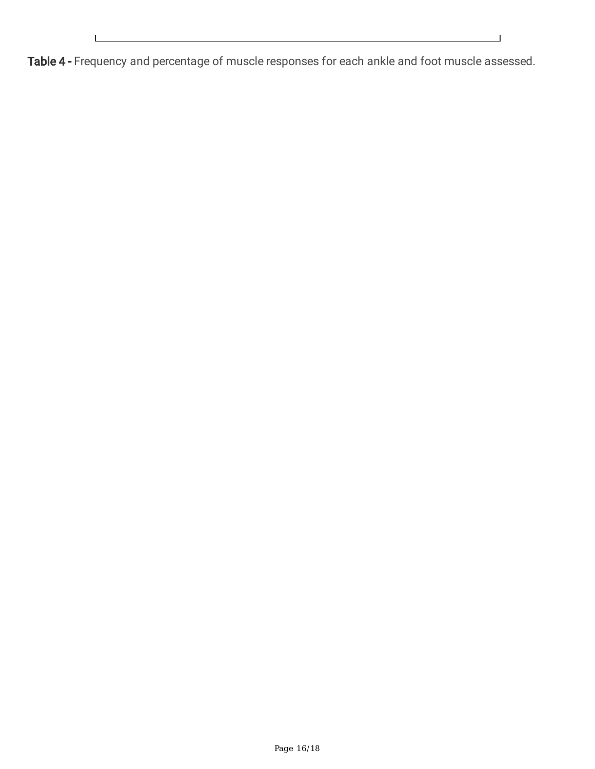**Table 4 -** Frequency and percentage of muscle responses for each ankle and foot muscle assessed.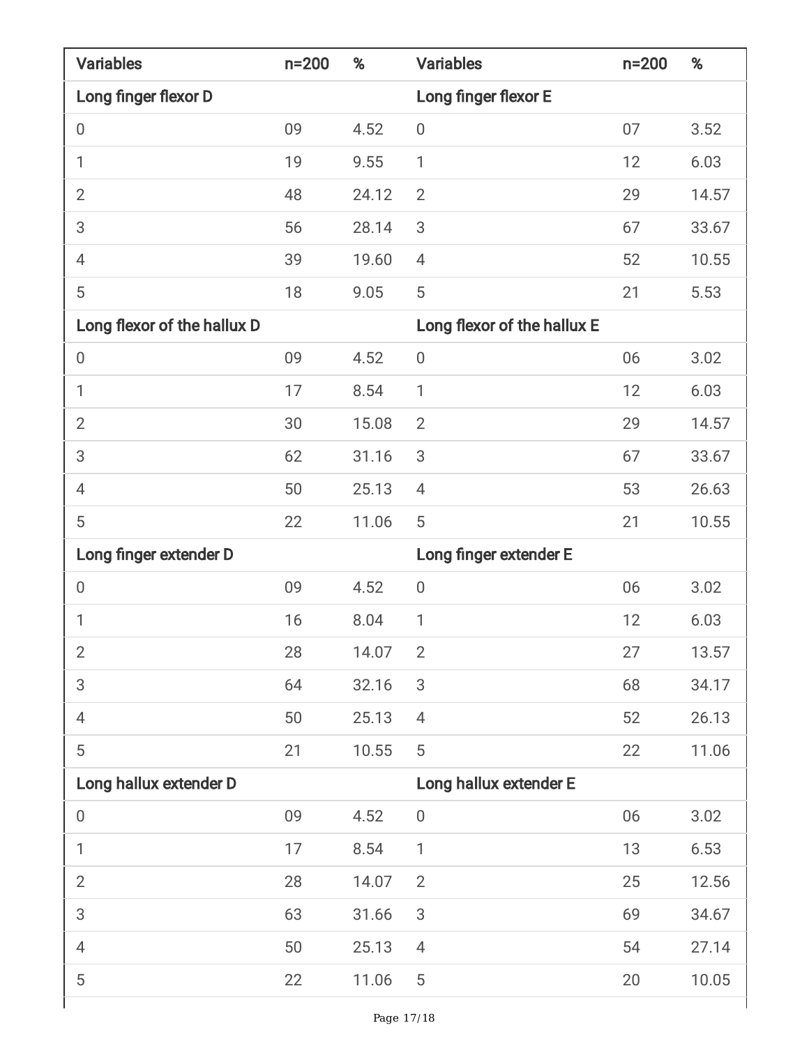| Variables | n=200 | % | Variables | n=200 | % |
|---|---|---|---|---|---|
| **Long finger flexor D** | | | **Long finger flexor E** | | |
| 0 | 09 | 4.52 | 0 | 07 | 3.52 |
| 1 | 19 | 9.55 | 1 | 12 | 6.03 |
| 2 | 48 | 24.12 | 2 | 29 | 14.57 |
| 3 | 56 | 28.14 | 3 | 67 | 33.67 |
| 4 | 39 | 19.60 | 4 | 52 | 10.55 |
| 5 | 18 | 9.05 | 5 | 21 | 5.53 |
| **Long flexor of the hallux D** | | | **Long flexor of the hallux E** | | |
| 0 | 09 | 4.52 | 0 | 06 | 3.02 |
| 1 | 17 | 8.54 | 1 | 12 | 6.03 |
| 2 | 30 | 15.08 | 2 | 29 | 14.57 |
| 3 | 62 | 31.16 | 3 | 67 | 33.67 |
| 4 | 50 | 25.13 | 4 | 53 | 26.63 |
| 5 | 22 | 11.06 | 5 | 21 | 10.55 |
| **Long finger extender D** | | | **Long finger extender E** | | |
| 0 | 09 | 4.52 | 0 | 06 | 3.02 |
| 1 | 16 | 8.04 | 1 | 12 | 6.03 |
| 2 | 28 | 14.07 | 2 | 27 | 13.57 |
| 3 | 64 | 32.16 | 3 | 68 | 34.17 |
| 4 | 50 | 25.13 | 4 | 52 | 26.13 |
| 5 | 21 | 10.55 | 5 | 22 | 11.06 |
| **Long hallux extender D** | | | **Long hallux extender E** | | |
| 0 | 09 | 4.52 | 0 | 06 | 3.02 |
| 1 | 17 | 8.54 | 1 | 13 | 6.53 |
| 2 | 28 | 14.07 | 2 | 25 | 12.56 |
| 3 | 63 | 31.66 | 3 | 69 | 34.67 |
| 4 | 50 | 25.13 | 4 | 54 | 27.14 |
| 5 | 22 | 11.06 | 5 | 20 | 10.05 |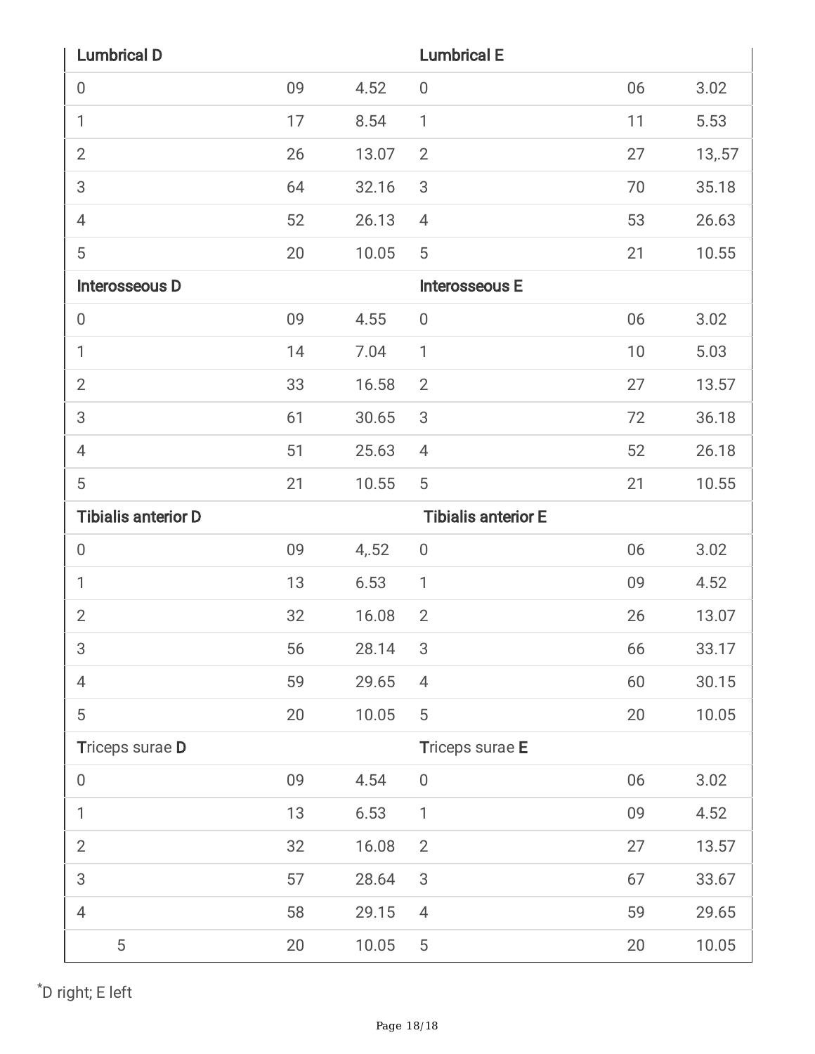| | | | | | |
|---|---|---|---|---|---|
| **Lumbrical D** | | | **Lumbrical E** | | |
| 0 | 09 | 4.52 | 0 | 06 | 3.02 |
| 1 | 17 | 8.54 | 1 | 11 | 5.53 |
| 2 | 26 | 13.07 | 2 | 27 | 13,.57 |
| 3 | 64 | 32.16 | 3 | 70 | 35.18 |
| 4 | 52 | 26.13 | 4 | 53 | 26.63 |
| 5 | 20 | 10.05 | 5 | 21 | 10.55 |
| **Interosseous D** | | | **Interosseous E** | | |
| 0 | 09 | 4.55 | 0 | 06 | 3.02 |
| 1 | 14 | 7.04 | 1 | 10 | 5.03 |
| 2 | 33 | 16.58 | 2 | 27 | 13.57 |
| 3 | 61 | 30.65 | 3 | 72 | 36.18 |
| 4 | 51 | 25.63 | 4 | 52 | 26.18 |
| 5 | 21 | 10.55 | 5 | 21 | 10.55 |
| **Tibialis anterior D** | | | **Tibialis anterior E** | | |
| 0 | 09 | 4,.52 | 0 | 06 | 3.02 |
| 1 | 13 | 6.53 | 1 | 09 | 4.52 |
| 2 | 32 | 16.08 | 2 | 26 | 13.07 |
| 3 | 56 | 28.14 | 3 | 66 | 33.17 |
| 4 | 59 | 29.65 | 4 | 60 | 30.15 |
| 5 | 20 | 10.05 | 5 | 20 | 10.05 |
| **T**riceps surae **D** | | | **T**riceps surae **E** | | |
| 0 | 09 | 4.54 | 0 | 06 | 3.02 |
| 1 | 13 | 6.53 | 1 | 09 | 4.52 |
| 2 | 32 | 16.08 | 2 | 27 | 13.57 |
| 3 | 57 | 28.64 | 3 | 67 | 33.67 |
| 4 | 58 | 29.15 | 4 | 59 | 29.65 |
| 5 | 20 | 10.05 | 5 | 20 | 10.05 |

*D right; E left